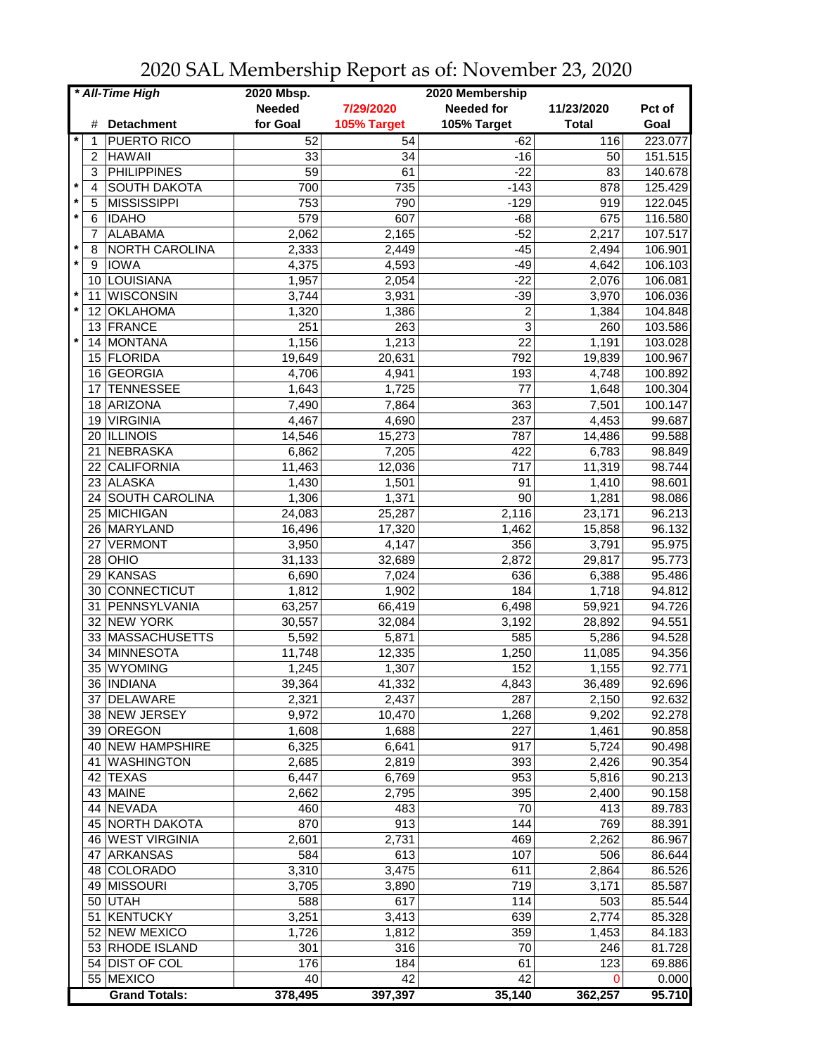# 2020 SAL Membership Report as of: November 23, 2020

| * All-Time High | | | 2020 Mbsp. | | 2020 Membership | | |
|---|---|---|---|---|---|---|---|
| | # | Detachment | Needed for Goal | 7/29/2020 105% Target | Needed for 105% Target | 11/23/2020 Total | Pct of Goal |
| * | 1 | PUERTO RICO | 52 | 54 | -62 | 116 | 223.077 |
| | 2 | HAWAII | 33 | 34 | -16 | 50 | 151.515 |
| | 3 | PHILIPPINES | 59 | 61 | -22 | 83 | 140.678 |
| * | 4 | SOUTH DAKOTA | 700 | 735 | -143 | 878 | 125.429 |
| * | 5 | MISSISSIPPI | 753 | 790 | -129 | 919 | 122.045 |
| * | 6 | IDAHO | 579 | 607 | -68 | 675 | 116.580 |
| | 7 | ALABAMA | 2,062 | 2,165 | -52 | 2,217 | 107.517 |
| * | 8 | NORTH CAROLINA | 2,333 | 2,449 | -45 | 2,494 | 106.901 |
| * | 9 | IOWA | 4,375 | 4,593 | -49 | 4,642 | 106.103 |
| | 10 | LOUISIANA | 1,957 | 2,054 | -22 | 2,076 | 106.081 |
| * | 11 | WISCONSIN | 3,744 | 3,931 | -39 | 3,970 | 106.036 |
| * | 12 | OKLAHOMA | 1,320 | 1,386 | 2 | 1,384 | 104.848 |
| | 13 | FRANCE | 251 | 263 | 3 | 260 | 103.586 |
| * | 14 | MONTANA | 1,156 | 1,213 | 22 | 1,191 | 103.028 |
| | 15 | FLORIDA | 19,649 | 20,631 | 792 | 19,839 | 100.967 |
| | 16 | GEORGIA | 4,706 | 4,941 | 193 | 4,748 | 100.892 |
| | 17 | TENNESSEE | 1,643 | 1,725 | 77 | 1,648 | 100.304 |
| | 18 | ARIZONA | 7,490 | 7,864 | 363 | 7,501 | 100.147 |
| | 19 | VIRGINIA | 4,467 | 4,690 | 237 | 4,453 | 99.687 |
| | 20 | ILLINOIS | 14,546 | 15,273 | 787 | 14,486 | 99.588 |
| | 21 | NEBRASKA | 6,862 | 7,205 | 422 | 6,783 | 98.849 |
| | 22 | CALIFORNIA | 11,463 | 12,036 | 717 | 11,319 | 98.744 |
| | 23 | ALASKA | 1,430 | 1,501 | 91 | 1,410 | 98.601 |
| | 24 | SOUTH CAROLINA | 1,306 | 1,371 | 90 | 1,281 | 98.086 |
| | 25 | MICHIGAN | 24,083 | 25,287 | 2,116 | 23,171 | 96.213 |
| | 26 | MARYLAND | 16,496 | 17,320 | 1,462 | 15,858 | 96.132 |
| | 27 | VERMONT | 3,950 | 4,147 | 356 | 3,791 | 95.975 |
| | 28 | OHIO | 31,133 | 32,689 | 2,872 | 29,817 | 95.773 |
| | 29 | KANSAS | 6,690 | 7,024 | 636 | 6,388 | 95.486 |
| | 30 | CONNECTICUT | 1,812 | 1,902 | 184 | 1,718 | 94.812 |
| | 31 | PENNSYLVANIA | 63,257 | 66,419 | 6,498 | 59,921 | 94.726 |
| | 32 | NEW YORK | 30,557 | 32,084 | 3,192 | 28,892 | 94.551 |
| | 33 | MASSACHUSETTS | 5,592 | 5,871 | 585 | 5,286 | 94.528 |
| | 34 | MINNESOTA | 11,748 | 12,335 | 1,250 | 11,085 | 94.356 |
| | 35 | WYOMING | 1,245 | 1,307 | 152 | 1,155 | 92.771 |
| | 36 | INDIANA | 39,364 | 41,332 | 4,843 | 36,489 | 92.696 |
| | 37 | DELAWARE | 2,321 | 2,437 | 287 | 2,150 | 92.632 |
| | 38 | NEW JERSEY | 9,972 | 10,470 | 1,268 | 9,202 | 92.278 |
| | 39 | OREGON | 1,608 | 1,688 | 227 | 1,461 | 90.858 |
| | 40 | NEW HAMPSHIRE | 6,325 | 6,641 | 917 | 5,724 | 90.498 |
| | 41 | WASHINGTON | 2,685 | 2,819 | 393 | 2,426 | 90.354 |
| | 42 | TEXAS | 6,447 | 6,769 | 953 | 5,816 | 90.213 |
| | 43 | MAINE | 2,662 | 2,795 | 395 | 2,400 | 90.158 |
| | 44 | NEVADA | 460 | 483 | 70 | 413 | 89.783 |
| | 45 | NORTH DAKOTA | 870 | 913 | 144 | 769 | 88.391 |
| | 46 | WEST VIRGINIA | 2,601 | 2,731 | 469 | 2,262 | 86.967 |
| | 47 | ARKANSAS | 584 | 613 | 107 | 506 | 86.644 |
| | 48 | COLORADO | 3,310 | 3,475 | 611 | 2,864 | 86.526 |
| | 49 | MISSOURI | 3,705 | 3,890 | 719 | 3,171 | 85.587 |
| | 50 | UTAH | 588 | 617 | 114 | 503 | 85.544 |
| | 51 | KENTUCKY | 3,251 | 3,413 | 639 | 2,774 | 85.328 |
| | 52 | NEW MEXICO | 1,726 | 1,812 | 359 | 1,453 | 84.183 |
| | 53 | RHODE ISLAND | 301 | 316 | 70 | 246 | 81.728 |
| | 54 | DIST OF COL | 176 | 184 | 61 | 123 | 69.886 |
| | 55 | MEXICO | 40 | 42 | 42 | 0 | 0.000 |
| | | **Grand Totals:** | **378,495** | **397,397** | **35,140** | **362,257** | **95.710** |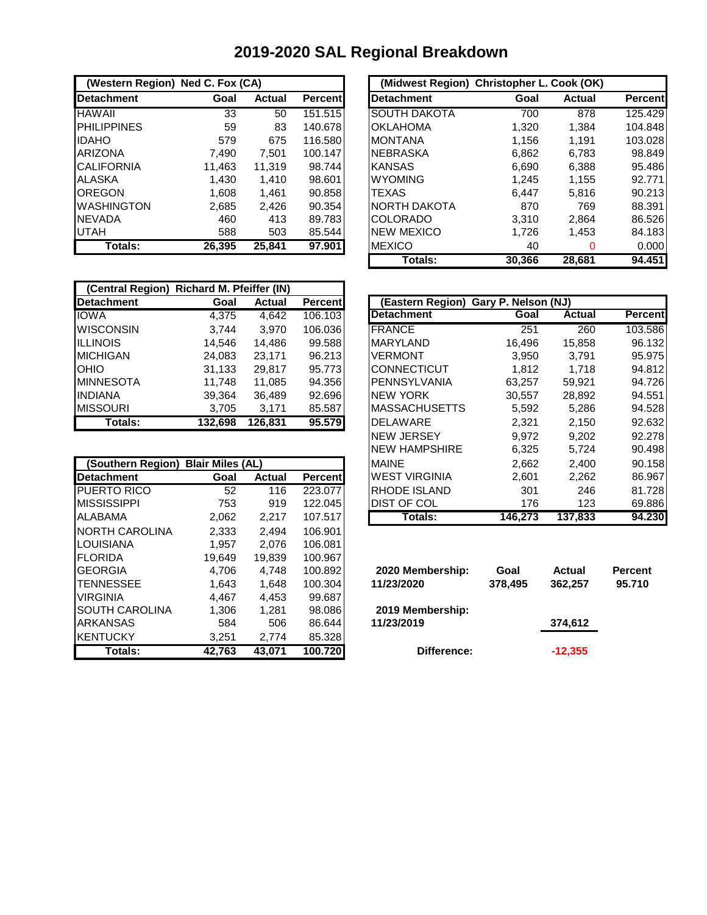# 2019-2020 SAL Regional Breakdown

| (Western Region) Ned C. Fox (CA) | | | |
|---|---|---|---|
| **Detachment** | **Goal** | **Actual** | **Percent** |
| HAWAII | 33 | 50 | 151.515 |
| PHILIPPINES | 59 | 83 | 140.678 |
| IDAHO | 579 | 675 | 116.580 |
| ARIZONA | 7,490 | 7,501 | 100.147 |
| CALIFORNIA | 11,463 | 11,319 | 98.744 |
| ALASKA | 1,430 | 1,410 | 98.601 |
| OREGON | 1,608 | 1,461 | 90.858 |
| WASHINGTON | 2,685 | 2,426 | 90.354 |
| NEVADA | 460 | 413 | 89.783 |
| UTAH | 588 | 503 | 85.544 |
| **Totals:** | **26,395** | **25,841** | **97.901** |

| (Midwest Region) Christopher L. Cook (OK) | | | |
|---|---|---|---|
| **Detachment** | **Goal** | **Actual** | **Percent** |
| SOUTH DAKOTA | 700 | 878 | 125.429 |
| OKLAHOMA | 1,320 | 1,384 | 104.848 |
| MONTANA | 1,156 | 1,191 | 103.028 |
| NEBRASKA | 6,862 | 6,783 | 98.849 |
| KANSAS | 6,690 | 6,388 | 95.486 |
| WYOMING | 1,245 | 1,155 | 92.771 |
| TEXAS | 6,447 | 5,816 | 90.213 |
| NORTH DAKOTA | 870 | 769 | 88.391 |
| COLORADO | 3,310 | 2,864 | 86.526 |
| NEW MEXICO | 1,726 | 1,453 | 84.183 |
| MEXICO | 40 | 0 | 0.000 |
| **Totals:** | **30,366** | **28,681** | **94.451** |

| (Central Region) Richard M. Pfeiffer (IN) | | | |
|---|---|---|---|
| **Detachment** | **Goal** | **Actual** | **Percent** |
| IOWA | 4,375 | 4,642 | 106.103 |
| WISCONSIN | 3,744 | 3,970 | 106.036 |
| ILLINOIS | 14,546 | 14,486 | 99.588 |
| MICHIGAN | 24,083 | 23,171 | 96.213 |
| OHIO | 31,133 | 29,817 | 95.773 |
| MINNESOTA | 11,748 | 11,085 | 94.356 |
| INDIANA | 39,364 | 36,489 | 92.696 |
| MISSOURI | 3,705 | 3,171 | 85.587 |
| **Totals:** | **132,698** | **126,831** | **95.579** |

| (Eastern Region) Gary P. Nelson (NJ) | | | |
|---|---|---|---|
| **Detachment** | **Goal** | **Actual** | **Percent** |
| FRANCE | 251 | 260 | 103.586 |
| MARYLAND | 16,496 | 15,858 | 96.132 |
| VERMONT | 3,950 | 3,791 | 95.975 |
| CONNECTICUT | 1,812 | 1,718 | 94.812 |
| PENNSYLVANIA | 63,257 | 59,921 | 94.726 |
| NEW YORK | 30,557 | 28,892 | 94.551 |
| MASSACHUSETTS | 5,592 | 5,286 | 94.528 |
| DELAWARE | 2,321 | 2,150 | 92.632 |
| NEW JERSEY | 9,972 | 9,202 | 92.278 |
| NEW HAMPSHIRE | 6,325 | 5,724 | 90.498 |
| MAINE | 2,662 | 2,400 | 90.158 |
| WEST VIRGINIA | 2,601 | 2,262 | 86.967 |
| RHODE ISLAND | 301 | 246 | 81.728 |
| DIST OF COL | 176 | 123 | 69.886 |
| **Totals:** | **146,273** | **137,833** | **94.230** |

| (Southern Region) Blair Miles (AL) | | | |
|---|---|---|---|
| **Detachment** | **Goal** | **Actual** | **Percent** |
| PUERTO RICO | 52 | 116 | 223.077 |
| MISSISSIPPI | 753 | 919 | 122.045 |
| ALABAMA | 2,062 | 2,217 | 107.517 |
| NORTH CAROLINA | 2,333 | 2,494 | 106.901 |
| LOUISIANA | 1,957 | 2,076 | 106.081 |
| FLORIDA | 19,649 | 19,839 | 100.967 |
| GEORGIA | 4,706 | 4,748 | 100.892 |
| TENNESSEE | 1,643 | 1,648 | 100.304 |
| VIRGINIA | 4,467 | 4,453 | 99.687 |
| SOUTH CAROLINA | 1,306 | 1,281 | 98.086 |
| ARKANSAS | 584 | 506 | 86.644 |
| KENTUCKY | 3,251 | 2,774 | 85.328 |
| **Totals:** | **42,763** | **43,071** | **100.720** |

| | **Goal** | **Actual** | **Percent** |
|---|---|---|---|
| **2020 Membership: 11/23/2020** | **378,495** | **362,257** | **95.710** |
| **2019 Membership: 11/23/2019** | | **374,612** | |
| **Difference:** | | **-12,355** | |